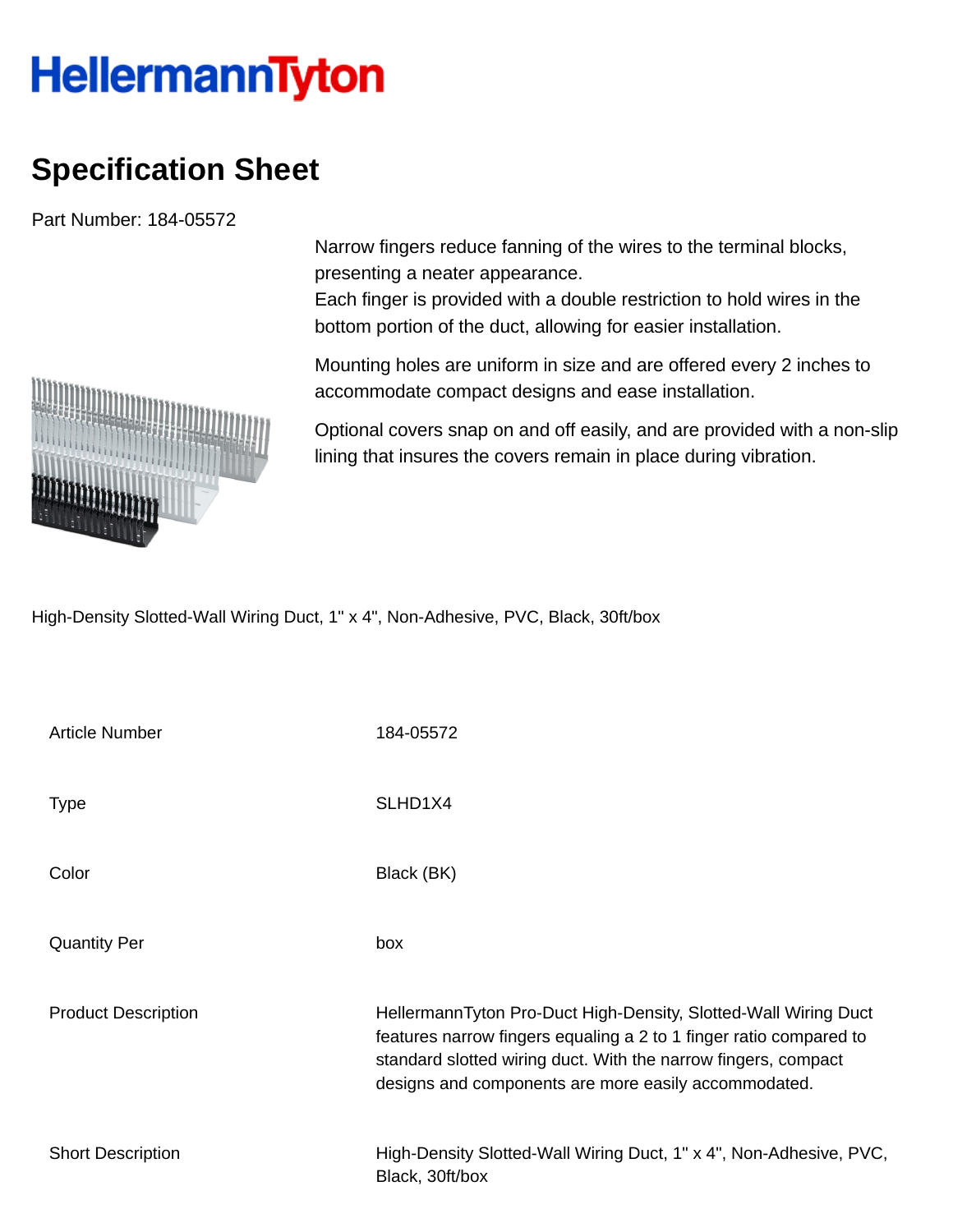HellermannTyton

# Specification Sheet

Part Number: 184-05572

Narrow fingers reduce fanning of the wires to the terminal blocks, presenting a neater appearance.
Each finger is provided with a double restriction to hold wires in the bottom portion of the duct, allowing for easier installation.

Mounting holes are uniform in size and are offered every 2 inches to accommodate compact designs and ease installation.

Optional covers snap on and off easily, and are provided with a non-slip lining that insures the covers remain in place during vibration.

High-Density Slotted-Wall Wiring Duct, 1" x 4", Non-Adhesive, PVC, Black, 30ft/box

| | |
|---|---|
| Article Number | 184-05572 |
| Type | SLHD1X4 |
| Color | Black (BK) |
| Quantity Per | box |
| Product Description | HellermannTyton Pro-Duct High-Density, Slotted-Wall Wiring Duct features narrow fingers equaling a 2 to 1 finger ratio compared to standard slotted wiring duct. With the narrow fingers, compact designs and components are more easily accommodated. |
| Short Description | High-Density Slotted-Wall Wiring Duct, 1" x 4", Non-Adhesive, PVC, Black, 30ft/box |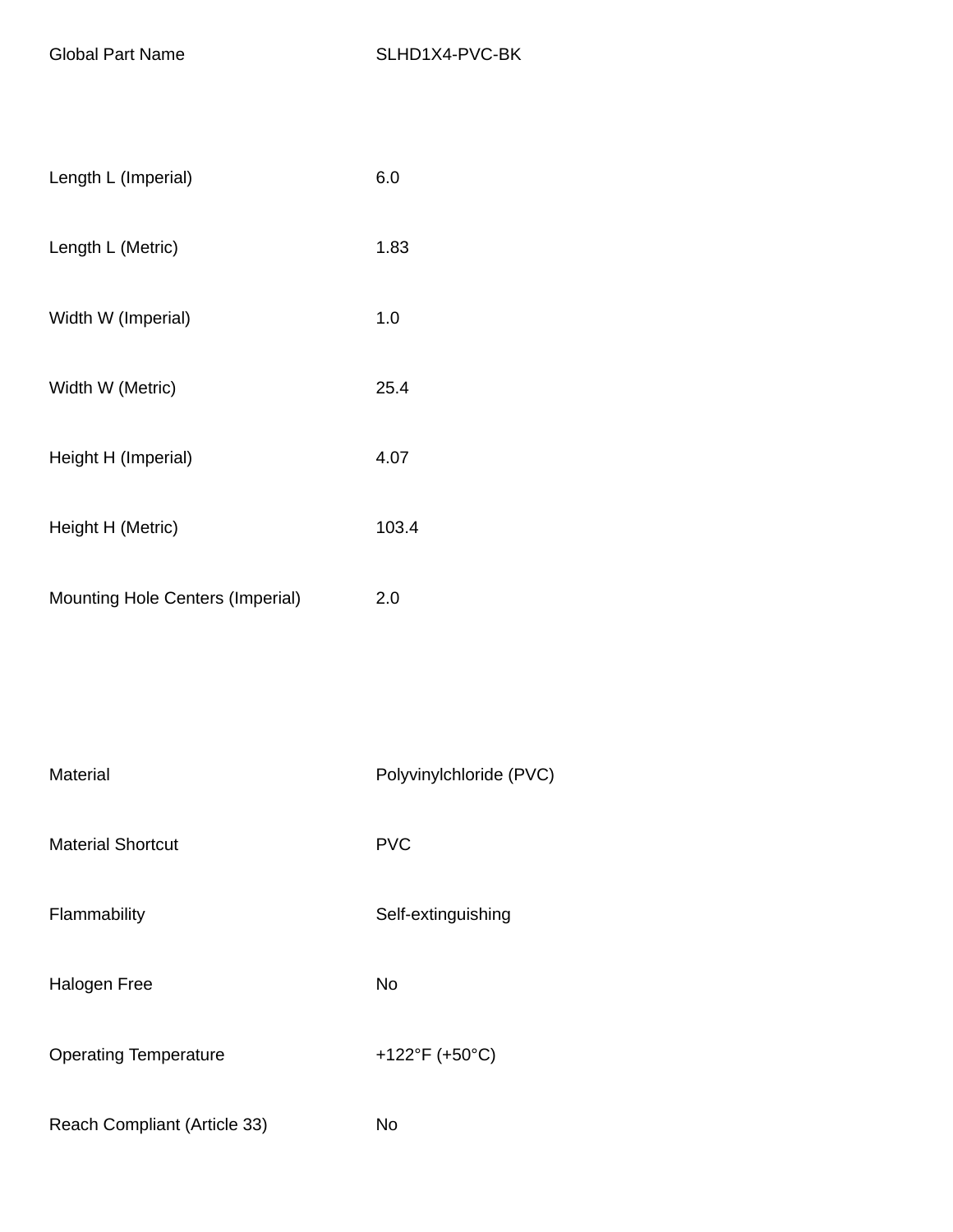| | |
|---|---|
| Global Part Name | SLHD1X4-PVC-BK |
| | |
| Length L (Imperial) | 6.0 |
| Length L (Metric) | 1.83 |
| Width W (Imperial) | 1.0 |
| Width W (Metric) | 25.4 |
| Height H (Imperial) | 4.07 |
| Height H (Metric) | 103.4 |
| Mounting Hole Centers (Imperial) | 2.0 |
| | |
| Material | Polyvinylchloride (PVC) |
| Material Shortcut | PVC |
| Flammability | Self-extinguishing |
| Halogen Free | No |
| Operating Temperature | +122°F (+50°C) |
| Reach Compliant (Article 33) | No |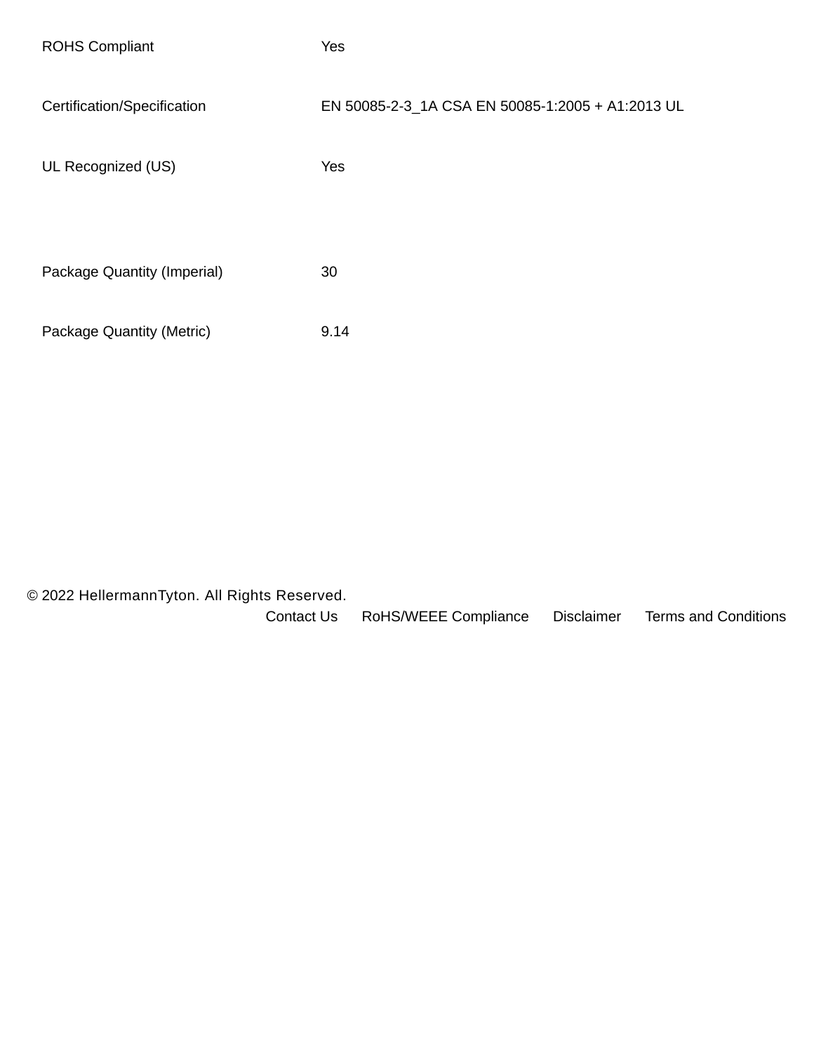| | |
|---|---|
| ROHS Compliant | Yes |
| Certification/Specification | EN 50085-2-3_1A CSA EN 50085-1:2005 + A1:2013 UL |
| UL Recognized (US) | Yes |
| Package Quantity (Imperial) | 30 |
| Package Quantity (Metric) | 9.14 |

© 2022 HellermannTyton. All Rights Reserved.

Contact Us RoHS/WEEE Compliance Disclaimer Terms and Conditions